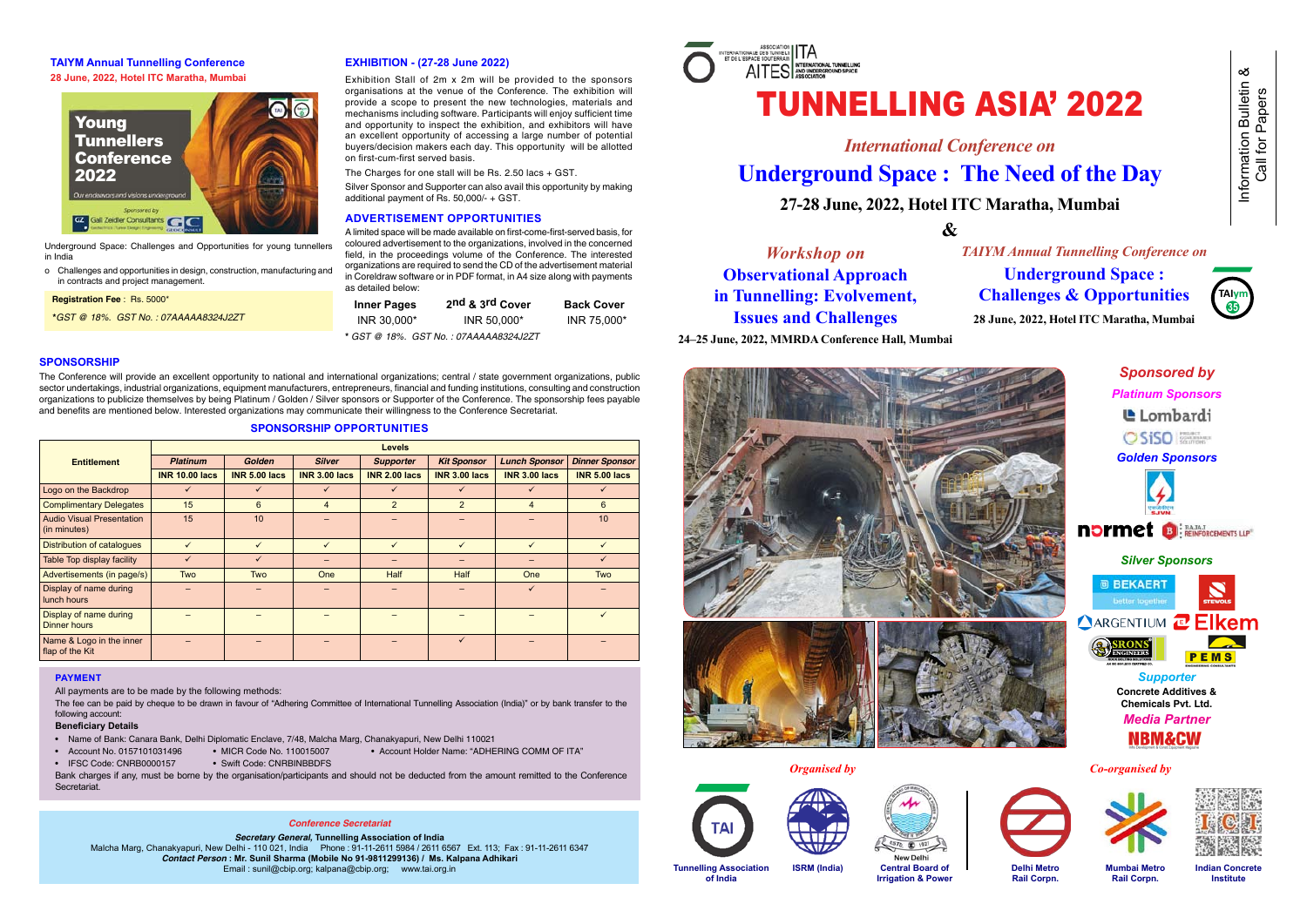# TUNNELLING ASIA' 2022

*International Conference on*

## Underground Space : The Need of the Day

**27-28 June, 2022, Hotel ITC Maratha, Mumbai**

**&**

*Workshop on*

**Observational Approach in Tunnelling: Evolvement, Issues and Challenges**

**24–25 June, 2022, MMRDA Conference Hall, Mumbai**

*TAIYM Annual Tunnelling Conference on*

**Underground Space : Challenges & Opportunities**

**28 June, 2022, Hotel ITC Maratha, Mumbai**

Information Bulletin & Call for Papers

### TAIYM Annual Tunnelling Conference

**28 June, 2022, Hotel ITC Maratha, Mumbai**

Young Tunnellers Conference 2022

Our endeavors and visions underground

Sponsored by Gall Zeidler Consultants

Underground Space: Challenges and Opportunities for young tunnellers in India

- Challenges and opportunities in design, construction, manufacturing and in contracts and project management.

**Registration Fee** : Rs. 5000*

*GST @ 18%. GST No. : 07AAAAA8324J2ZT

### EXHIBITION - (27-28 June 2022)

Exhibition Stall of 2m x 2m will be provided to the sponsors organisations at the venue of the Conference. The exhibition will provide a scope to present the new technologies, materials and mechanisms including software. Participants will enjoy sufficient time and opportunity to inspect the exhibition, and opportunity to inspect the exhibition, and have an excellent opportunity of accessing a large number of potential buyers/decision makers each day. This opportunity will be allotted on first-cum-first served basis.

The Charges for one stall will be Rs. 2.50 lacs + GST.

Silver Sponsor and Supporter can also avail this opportunity by making additional payment of Rs. 50,000/- + GST.

### ADVERTISEMENT OPPORTUNITIES

A limited space will be made available on first-come-first-served basis, for coloured advertisement to the organizations, involved in the concerned field, in the proceedings volume of the Conference. The interested organizations are required to send the CD of the advertisement material in Coreldraw software or in PDF format, in A4 size along with payments as detailed below:

| Inner Pages | 2nd & 3rd Cover | Back Cover |
|---|---|---|
| INR 30,000* | INR 50,000* | INR 75,000* |

* GST @ 18%. GST No. : 07AAAAA8324J2ZT

### SPONSORSHIP

The Conference will provide an excellent opportunity to national and international organizations; central / state government organizations, public sector undertakings, industrial organizations, equipment manufacturers, entrepreneurs, financial and funding institutions, consulting and construction organizations to publicize themselves by being Platinum / Golden / Silver sponsors or Supporter of the Conference. The sponsorship fees payable and benefits are mentioned below. Interested organizations may communicate their willingness to the Conference Secretariat.

#### SPONSORSHIP OPPORTUNITIES

| Entitlement | Levels | | | | | | |
|---|---|---|---|---|---|---|---|
| | *Platinum* | *Golden* | *Silver* | *Supporter* | *Kit Sponsor* | *Lunch Sponsor* | *Dinner Sponsor* |
| | INR 10.00 lacs | INR 5.00 lacs | INR 3.00 lacs | INR 2.00 lacs | INR 3.00 lacs | INR 3.00 lacs | INR 5.00 lacs |
| Logo on the Backdrop | ✓ | ✓ | ✓ | ✓ | ✓ | ✓ | ✓ |
| Complimentary Delegates | 15 | 6 | 4 | 2 | 2 | 4 | 6 |
| Audio Visual Presentation (in minutes) | 15 | 10 | – | – | – | – | 10 |
| Distribution of catalogues | ✓ | ✓ | ✓ | ✓ | ✓ | ✓ | ✓ |
| Table Top display facility | ✓ | ✓ | – | – | – | – | ✓ |
| Advertisements (in page/s) | Two | Two | One | Half | Half | One | Two |
| Display of name during lunch hours | – | – | – | – | – | ✓ | – |
| Display of name during Dinner hours | – | – | – | – | – | – | ✓ |
| Name & Logo in the inner flap of the Kit | – | – | – | – | ✓ | – | – |

### PAYMENT

All payments are to be made by the following methods:

The fee can be paid by cheque to be drawn in favour of "Adhering Committee of International Tunnelling Association (India)" or by bank transfer to the following account:

**Beneficiary Details**

- Name of Bank: Canara Bank, Delhi Diplomatic Enclave, 7/48, Malcha Marg, Chanakyapuri, New Delhi 110021
- Account No. 0157101031496 • MICR Code No. 110015007 • Account Holder Name: "ADHERING COMM OF ITA"
- IFSC Code: CNRB0000157 • Swift Code: CNRBINBBDFS

Bank charges if any, must be borne by the organisation/participants and should not be deducted from the amount remitted to the Conference Secretariat.

### *Conference Secretariat*

***Secretary General*, Tunnelling Association of India**

Malcha Marg, Chanakyapuri, New Delhi - 110 021, India Phone : 91-11-2611 5984 / 2611 6567 Ext. 113; Fax : 91-11-2611 6347

***Contact Person* : Mr. Sunil Sharma (Mobile No 91-9811299136) / Ms. Kalpana Adhikari**

Email : sunil@cbip.org; kalpana@cbip.org; www.tai.org.in

### *Sponsored by*

***Platinum Sponsors***

Lombardi
SISO

***Golden Sponsors***

SJVN
normet
BAJAJ REINFORCEMENTS LLP

***Silver Sponsors***

BEKAERT better together
STEWOLS
ARGENTIUM
Elkem
SRONS ENGINEERS
PEMS

***Supporter***

**Concrete Additives & Chemicals Pvt. Ltd.**

***Media Partner***

NBM&CW

*Organised by*

**Tunnelling Association of India** | **ISRM (India)** | **Central Board of Irrigation & Power**

*Co-organised by*

**Delhi Metro Rail Corpn.** | **Mumbai Metro Rail Corpn.** | **Indian Concrete Institute**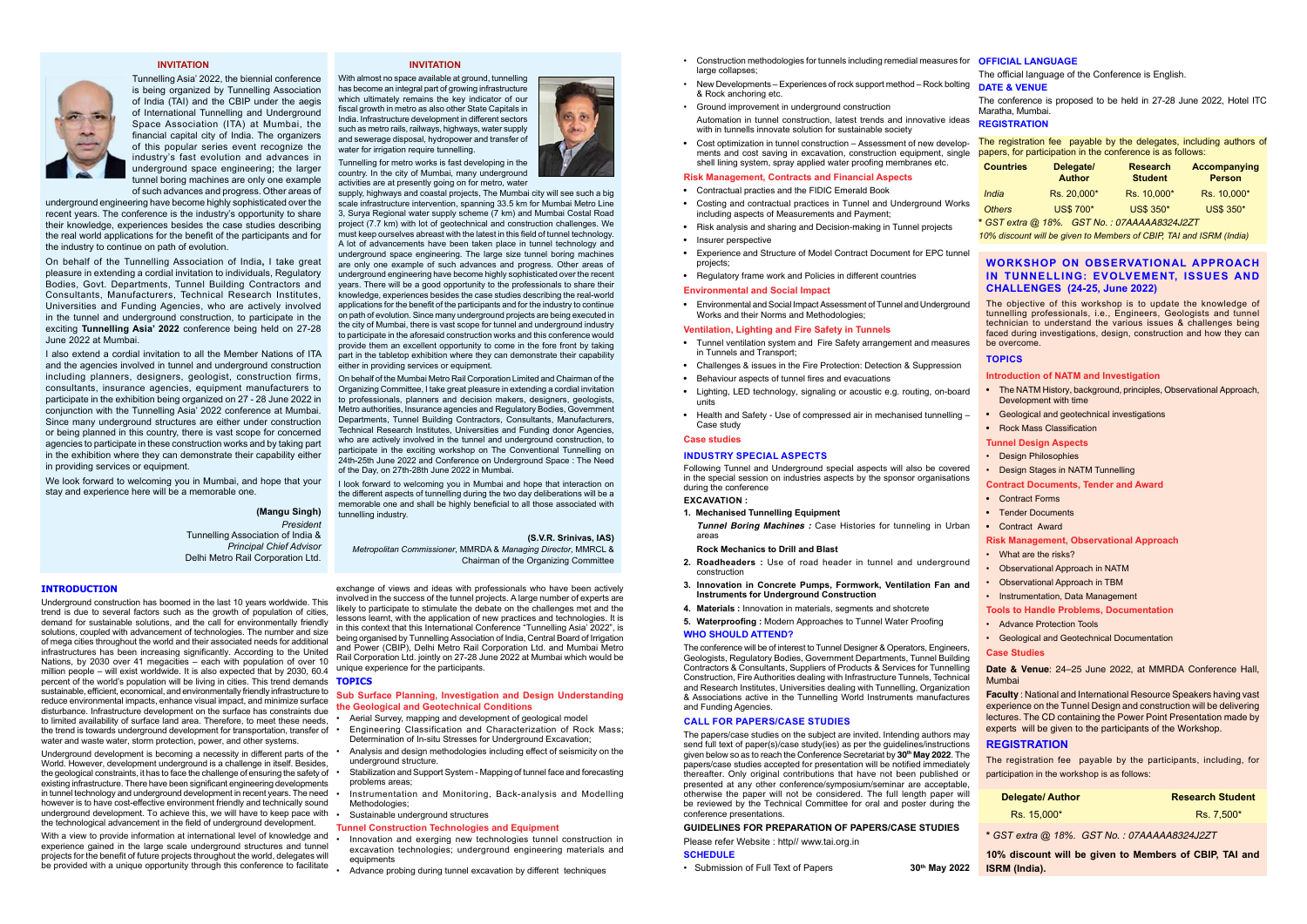## INVITATION

Tunnelling Asia' 2022, the biennial conference is being organized by Tunnelling Association of India (TAI) and the CBIP under the aegis of International Tunnelling and Underground Space Association (ITA) at Mumbai, the financial capital city of India. The organizers of this popular series event recognize the industry's fast evolution and advances in underground space engineering; the larger tunnel boring machines are only one example of such advances and progress. Other areas of underground engineering have become highly sophisticated over the recent years. The conference is the industry's opportunity to share their knowledge, experiences besides the case studies describing the real world applications for the benefit of the participants and for the industry to continue on path of evolution.

On behalf of the Tunnelling Association of India, I take great pleasure in extending a cordial invitation to individuals, Regulatory Bodies, Govt. Departments, Tunnel Building Contractors and Consultants, Manufacturers, Technical Research Institutes, Universities and Funding Agencies, who are actively involved in the tunnel and underground construction, to participate in the exciting **Tunnelling Asia' 2022** conference being held on 27-28 June 2022 at Mumbai.

I also extend a cordial invitation to all the Member Nations of ITA and the agencies involved in tunnel and underground construction including planners, designers, geologist, construction firms, consultants, insurance agencies, equipment manufacturers to participate in the exhibition being organized on 27 - 28 June 2022 in conjunction with the Tunnelling Asia' 2022 conference at Mumbai. Since many underground structures are either under construction or being planned in this country, there is vast scope for concerned agencies to participate in these construction works and by taking part in the exhibition where they can demonstrate their capability either in providing services or equipment.

We look forward to welcoming you in Mumbai, and hope that your stay and experience here will be a memorable one.

**(Mangu Singh)**
*President*
Tunnelling Association of India &
*Principal Chief Advisor*
Delhi Metro Rail Corporation Ltd.

## INVITATION

With almost no space available at ground, tunnelling has become an integral part of growing infrastructure which ultimately remains the key indicator of our fiscal growth in metro as also other State Capitals in India. Infrastructure development in different sectors such as metro rails, railways, highways, water supply and sewerage disposal, hydropower and transfer of water for irrigation require tunnelling.

Tunnelling for metro works is fast developing in the country. In the city of Mumbai, many underground activities are at presently going on for metro, water supply, highways and coastal projects, The Mumbai city will see such a big scale infrastructure intervention, spanning 33.5 km for Mumbai Metro Line 3, Surya Regional water supply scheme (7 km) and Mumbai Costal Road project (7.7 km) with lot of geotechnical and construction challenges. We must keep ourselves abreast with the latest in this field of tunnel technology. A lot of advancements have been taken place in tunnel technology and underground space engineering. The large size tunnel boring machines are only one example of such advances and progress. Other areas of underground engineering have become highly sophisticated over the recent years. There will be a good opportunity to the professionals to share their knowledge, experiences besides the case studies describing the real-world applications for the benefit of the participants and for the industry to continue on path of evolution. Since many underground projects are being executed in the city of Mumbai, there is vast scope for tunnel and underground industry to participate in the aforesaid construction works and this conference would provide them an excellent opportunity to come in the fore front by taking part in the tabletop exhibition where they can demonstrate their capability either in providing services or equipment.

On behalf of the Mumbai Metro Rail Corporation Limited and Chairman of the Organizing Committee, I take great pleasure in extending a cordial invitation to professionals, planners and decision makers, designers, geologists, Metro authorities, Insurance agencies and Regulatory Bodies, Government Departments, Tunnel Building Contractors, Consultants, Manufacturers, Technical Research Institutes, Universities and Funding donor Agencies, who are actively involved in the tunnel and underground construction, to participate in the exciting workshop on The Conventional Tunnelling on 24th-25th June 2022 and Conference on Underground Space : The Need of the Day, on 27th-28th June 2022 in Mumbai.

I look forward to welcoming you in Mumbai and hope that interaction on the different aspects of tunnelling during the two day deliberations will be a memorable one and shall be highly beneficial to all those associated with tunnelling industry.

**(S.V.R. Srinivas, IAS)**
*Metropolitan Commissioner*, MMRDA & *Managing Director*, MMRCL &
Chairman of the Organizing Committee

## INTRODUCTION

Underground construction has boomed in the last 10 years worldwide. This trend is due to several factors such as the growth of population of cities, demand for sustainable solutions, and the call for environmentally friendly solutions, coupled with advancement of technologies. The number and size of mega cities throughout the world and their associated needs for additional infrastructures has been increasing significantly. According to the United Nations, by 2030 over 41 megacities – each with population of over 10 million people – will exist worldwide. It is also expected that by 2030, 60.4 percent of the world's population will be living in cities. This trend demands sustainable, efficient, economical, and environmentally friendly infrastructure to reduce environmental impacts, enhance visual impact, and minimize surface disturbance. Infrastructure development on the surface has constraints due to limited availability of surface land area. Therefore, to meet these needs, the trend is towards underground development for transportation, transfer of water and waste water, storm protection, power, and other systems.

Underground development is becoming a necessity in different parts of the World. However, development underground is a challenge in itself. Besides, the geological constraints, it has to face the challenge of ensuring the safety of existing infrastructure. There have been significant engineering developments in tunnel technology and underground development in recent years. The need however is to have cost-effective environment friendly and technically sound underground development. To achieve this, we will have to keep pace with the technological advancement in the field of underground development.

With a view to provide information at international level of knowledge and experience gained in the large scale underground structures and tunnel projects for the benefit of future projects throughout the world, delegates will be provided with a unique opportunity through this conference to facilitate exchange of views and ideas with professionals who have been actively involved in the success of the tunnel projects. A large number of experts are likely to participate to stimulate the debate on the challenges met and the lessons learnt, with the application of new practices and technologies. It is in this context that this International Conference "Tunnelling Asia' 2022", is being organised by Tunnelling Association of India, Central Board of Irrigation and Power (CBIP), Delhi Metro Rail Corporation Ltd. and Mumbai Metro Rail Corporation Ltd. jointly on 27-28 June 2022 at Mumbai which would be unique experience for the participants.

## TOPICS

### Sub Surface Planning, Investigation and Design Understanding the Geological and Geotechnical Conditions

- Aerial Survey, mapping and development of geological model
- Engineering Classification and Characterization of Rock Mass; Determination of In-situ Stresses for Underground Excavation;
- Analysis and design methodologies including effect of seismicity on the underground structure.
- Stabilization and Support System - Mapping of tunnel face and forecasting problems areas;
- Instrumentation and Monitoring, Back-analysis and Modelling Methodologies;
- Sustainable underground structures

### Tunnel Construction Technologies and Equipment

- Innovation and exerging new technologies tunnel construction in excavation technologies; underground engineering materials and equipments
- Advance probing during tunnel excavation by different techniques
- Construction methodologies for tunnels including remedial measures for large collapses;
- New Developments – Experiences of rock support method – Rock bolting & Rock anchoring etc.
- Ground improvement in underground construction

  Automation in tunnel construction, latest trends and innovative ideas with in tunnells innovate solution for sustainable society
- Cost optimization in tunnel construction – Assessment of new developments and cost saving in excavation, construction equipment, single shell lining system, spray applied water proofing membranes etc.

### Risk Management, Contracts and Financial Aspects

- Contractual practies and the FIDIC Emerald Book
- Costing and contractual practices in Tunnel and Underground Works including aspects of Measurements and Payment;
- Risk analysis and sharing and Decision-making in Tunnel projects
- Insurer perspective
- Experience and Structure of Model Contract Document for EPC tunnel projects;
- Regulatory frame work and Policies in different countries

### Environmental and Social Impact

- Environmental and Social Impact Assessment of Tunnel and Underground Works and their Norms and Methodologies;

### Ventilation, Lighting and Fire Safety in Tunnels

- Tunnel ventilation system and Fire Safety arrangement and measures in Tunnels and Transport;
- Challenges & issues in the Fire Protection: Detection & Suppression
- Behaviour aspects of tunnel fires and evacuations
- Lighting, LED technology, signaling or acoustic e.g. routing, on-board units
- Health and Safety - Use of compressed air in mechanised tunnelling – Case study

### Case studies

## INDUSTRY SPECIAL ASPECTS

Following Tunnel and Underground special aspects will also be covered in the special session on industries aspects by the sponsor organisations during the conference

**EXCAVATION :**

1. **Mechanised Tunnelling Equipment**

   ***Tunnel Boring Machines :*** Case Histories for tunneling in Urban areas

   **Rock Mechanics to Drill and Blast**
2. **Roadheaders :** Use of road header in tunnel and underground construction
3. **Innovation in Concrete Pumps, Formwork, Ventilation Fan and Instruments for Underground Construction**
4. **Materials :** Innovation in materials, segments and shotcrete
5. **Waterproofing :** Modern Approaches to Tunnel Water Proofing

## WHO SHOULD ATTEND?

The conference will be of interest to Tunnel Designer & Operators, Engineers, Geologists, Regulatory Bodies, Government Departments, Tunnel Building Contractors & Consultants, Suppliers of Products & Services for Tunnelling Construction, Fire Authorities dealing with Infrastructure Tunnels, Technical and Research Institutes, Universities dealing with Tunnelling, Organization & Associations active in the Tunnelling World Instruments manufactures and Funding Agencies.

## CALL FOR PAPERS/CASE STUDIES

The papers/case studies on the subject are invited. Intending authors may send full text of paper(s)/case study(ies) as per the guidelines/instructions given below so as to reach the Conference Secretariat by **30th May 2022**. The papers/case studies accepted for presentation will be notified immediately thereafter. Only original contributions that have not been published or presented at any other conference/symposium/seminar are acceptable, otherwise the paper will not be considered. The full length paper will be reviewed by the Technical Committee for oral and poster during the conference presentations.

### GUIDELINES FOR PREPARATION OF PAPERS/CASE STUDIES

Please refer Website : http// www.tai.org.in

## SCHEDULE

- Submission of Full Text of Papers **30th May 2022**

## OFFICIAL LANGUAGE

The official language of the Conference is English.

## DATE & VENUE

The conference is proposed to be held in 27-28 June 2022, Hotel ITC Maratha, Mumbai.

## REGISTRATION

The registration fee payable by the delegates, including authors of papers, for participation in the conference is as follows:

| Countries | Delegate/ Author | Research Student | Accompanying Person |
|---|---|---|---|
| *India* | Rs. 20,000* | Rs. 10,000* | Rs. 10,000* |
| *Others* | US$ 700* | US$ 350* | US$ 350* |

*\* GST extra @ 18%. GST No. : 07AAAAA8324J2ZT*

*10% discount will be given to Members of CBIP, TAI and ISRM (India)*

## WORKSHOP ON OBSERVATIONAL APPROACH IN TUNNELLING: EVOLVEMENT, ISSUES AND CHALLENGES (24-25, June 2022)

The objective of this workshop is to update the knowledge of tunnelling professionals, i.e., Engineers, Geologists and tunnel technician to understand the various issues & challenges being faced during investigations, design, construction and how they can be overcome.

### TOPICS

#### Introduction of NATM and Investigation

- The NATM History, background, principles, Observational Approach, Development with time
- Geological and geotechnical investigations
- Rock Mass Classification

#### Tunnel Design Aspects

- Design Philosophies
- Design Stages in NATM Tunnelling

#### Contract Documents, Tender and Award

- Contract Forms
- Tender Documents
- Contract Award

#### Risk Management, Observational Approach

- What are the risks?
- Observational Approach in NATM
- Observational Approach in TBM
- Instrumentation, Data Management

#### Tools to Handle Problems, Documentation

- Advance Protection Tools
- Geological and Geotechnical Documentation

#### Case Studies

**Date & Venue**: 24–25 June 2022, at MMRDA Conference Hall, Mumbai

**Faculty** : National and International Resource Speakers having vast experience on the Tunnel Design and construction will be delivering lectures. The CD containing the Power Point Presentation made by experts will be given to the participants of the Workshop.

### REGISTRATION

The registration fee payable by the participants, including, for participation in the workshop is as follows:

| Delegate/ Author | Research Student |
|---|---|
| Rs. 15,000* | Rs. 7,500* |

*\* GST extra @ 18%. GST No. : 07AAAAA8324J2ZT*

**10% discount will be given to Members of CBIP, TAI and ISRM (India).**